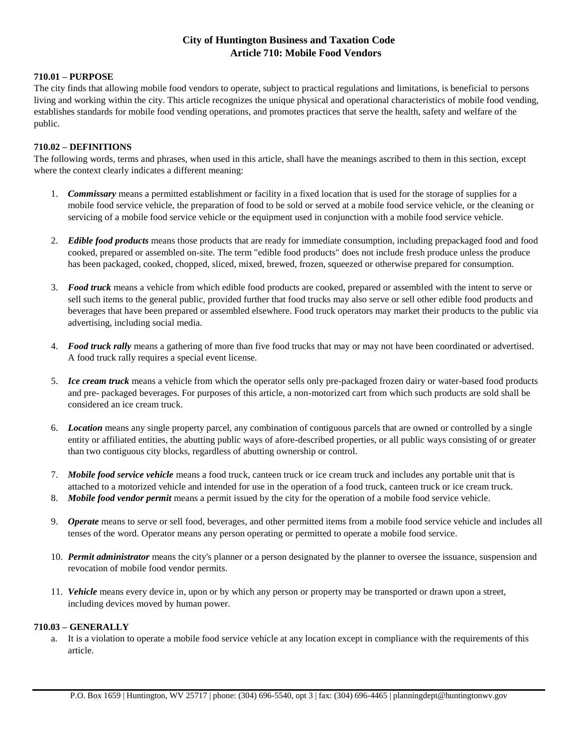# City of Huntington Business and Taxation Code
## Article 710: Mobile Food Vendors

### 710.01 – PURPOSE

The city finds that allowing mobile food vendors to operate, subject to practical regulations and limitations, is beneficial to persons living and working within the city. This article recognizes the unique physical and operational characteristics of mobile food vending, establishes standards for mobile food vending operations, and promotes practices that serve the health, safety and welfare of the public.

### 710.02 – DEFINITIONS

The following words, terms and phrases, when used in this article, shall have the meanings ascribed to them in this section, except where the context clearly indicates a different meaning:

1. ***Commissary*** means a permitted establishment or facility in a fixed location that is used for the storage of supplies for a mobile food service vehicle, the preparation of food to be sold or served at a mobile food service vehicle, or the cleaning or servicing of a mobile food service vehicle or the equipment used in conjunction with a mobile food service vehicle.

2. ***Edible food products*** means those products that are ready for immediate consumption, including prepackaged food and food cooked, prepared or assembled on-site. The term "edible food products" does not include fresh produce unless the produce has been packaged, cooked, chopped, sliced, mixed, brewed, frozen, squeezed or otherwise prepared for consumption.

3. ***Food truck*** means a vehicle from which edible food products are cooked, prepared or assembled with the intent to serve or sell such items to the general public, provided further that food trucks may also serve or sell other edible food products and beverages that have been prepared or assembled elsewhere. Food truck operators may market their products to the public via advertising, including social media.

4. ***Food truck rally*** means a gathering of more than five food trucks that may or may not have been coordinated or advertised. A food truck rally requires a special event license.

5. ***Ice cream truck*** means a vehicle from which the operator sells only pre-packaged frozen dairy or water-based food products and pre- packaged beverages. For purposes of this article, a non-motorized cart from which such products are sold shall be considered an ice cream truck.

6. ***Location*** means any single property parcel, any combination of contiguous parcels that are owned or controlled by a single entity or affiliated entities, the abutting public ways of afore-described properties, or all public ways consisting of or greater than two contiguous city blocks, regardless of abutting ownership or control.

7. ***Mobile food service vehicle*** means a food truck, canteen truck or ice cream truck and includes any portable unit that is attached to a motorized vehicle and intended for use in the operation of a food truck, canteen truck or ice cream truck.

8. ***Mobile food vendor permit*** means a permit issued by the city for the operation of a mobile food service vehicle.

9. ***Operate*** means to serve or sell food, beverages, and other permitted items from a mobile food service vehicle and includes all tenses of the word. Operator means any person operating or permitted to operate a mobile food service.

10. ***Permit administrator*** means the city's planner or a person designated by the planner to oversee the issuance, suspension and revocation of mobile food vendor permits.

11. ***Vehicle*** means every device in, upon or by which any person or property may be transported or drawn upon a street, including devices moved by human power.

### 710.03 – GENERALLY

a. It is a violation to operate a mobile food service vehicle at any location except in compliance with the requirements of this article.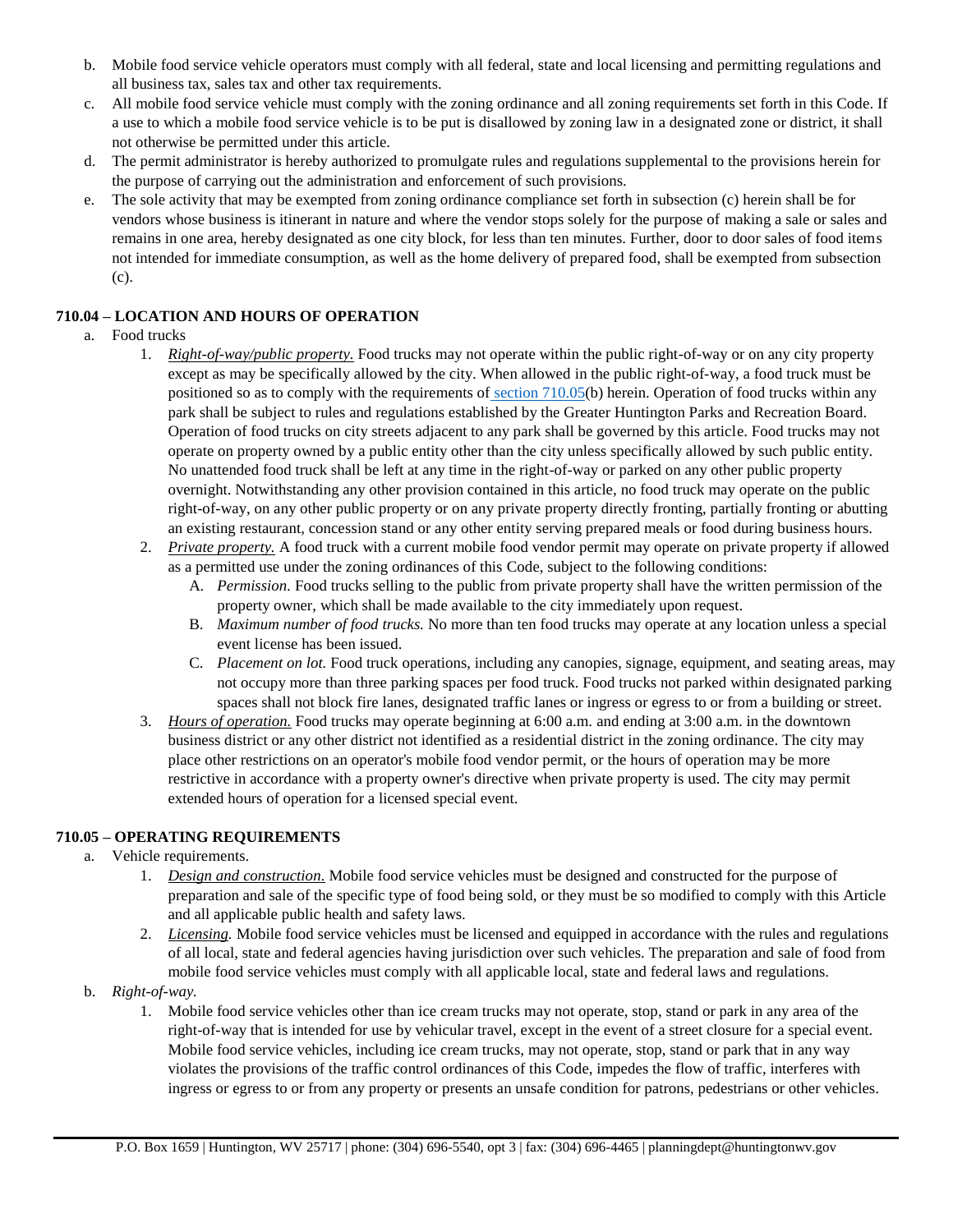b. Mobile food service vehicle operators must comply with all federal, state and local licensing and permitting regulations and all business tax, sales tax and other tax requirements.
c. All mobile food service vehicle must comply with the zoning ordinance and all zoning requirements set forth in this Code. If a use to which a mobile food service vehicle is to be put is disallowed by zoning law in a designated zone or district, it shall not otherwise be permitted under this article.
d. The permit administrator is hereby authorized to promulgate rules and regulations supplemental to the provisions herein for the purpose of carrying out the administration and enforcement of such provisions.
e. The sole activity that may be exempted from zoning ordinance compliance set forth in subsection (c) herein shall be for vendors whose business is itinerant in nature and where the vendor stops solely for the purpose of making a sale or sales and remains in one area, hereby designated as one city block, for less than ten minutes. Further, door to door sales of food items not intended for immediate consumption, as well as the home delivery of prepared food, shall be exempted from subsection (c).

### 710.04 – LOCATION AND HOURS OF OPERATION

a. Food trucks
   1. *Right-of-way/public property.* Food trucks may not operate within the public right-of-way or on any city property except as may be specifically allowed by the city. When allowed in the public right-of-way, a food truck must be positioned so as to comply with the requirements of section 710.05(b) herein. Operation of food trucks within any park shall be subject to rules and regulations established by the Greater Huntington Parks and Recreation Board. Operation of food trucks on city streets adjacent to any park shall be governed by this article. Food trucks may not operate on property owned by a public entity other than the city unless specifically allowed by such public entity. No unattended food truck shall be left at any time in the right-of-way or parked on any other public property overnight. Notwithstanding any other provision contained in this article, no food truck may operate on the public right-of-way, on any other public property or on any private property directly fronting, partially fronting or abutting an existing restaurant, concession stand or any other entity serving prepared meals or food during business hours.
   2. *Private property.* A food truck with a current mobile food vendor permit may operate on private property if allowed as a permitted use under the zoning ordinances of this Code, subject to the following conditions:
      A. *Permission.* Food trucks selling to the public from private property shall have the written permission of the property owner, which shall be made available to the city immediately upon request.
      B. *Maximum number of food trucks.* No more than ten food trucks may operate at any location unless a special event license has been issued.
      C. *Placement on lot.* Food truck operations, including any canopies, signage, equipment, and seating areas, may not occupy more than three parking spaces per food truck. Food trucks not parked within designated parking spaces shall not block fire lanes, designated traffic lanes or ingress or egress to or from a building or street.
   3. *Hours of operation.* Food trucks may operate beginning at 6:00 a.m. and ending at 3:00 a.m. in the downtown business district or any other district not identified as a residential district in the zoning ordinance. The city may place other restrictions on an operator's mobile food vendor permit, or the hours of operation may be more restrictive in accordance with a property owner's directive when private property is used. The city may permit extended hours of operation for a licensed special event.

### 710.05 – OPERATING REQUIREMENTS

a. Vehicle requirements.
   1. *Design and construction.* Mobile food service vehicles must be designed and constructed for the purpose of preparation and sale of the specific type of food being sold, or they must be so modified to comply with this Article and all applicable public health and safety laws.
   2. *Licensing.* Mobile food service vehicles must be licensed and equipped in accordance with the rules and regulations of all local, state and federal agencies having jurisdiction over such vehicles. The preparation and sale of food from mobile food service vehicles must comply with all applicable local, state and federal laws and regulations.

b. *Right-of-way.*
   1. Mobile food service vehicles other than ice cream trucks may not operate, stop, stand or park in any area of the right-of-way that is intended for use by vehicular travel, except in the event of a street closure for a special event. Mobile food service vehicles, including ice cream trucks, may not operate, stop, stand or park that in any way violates the provisions of the traffic control ordinances of this Code, impedes the flow of traffic, interferes with ingress or egress to or from any property or presents an unsafe condition for patrons, pedestrians or other vehicles.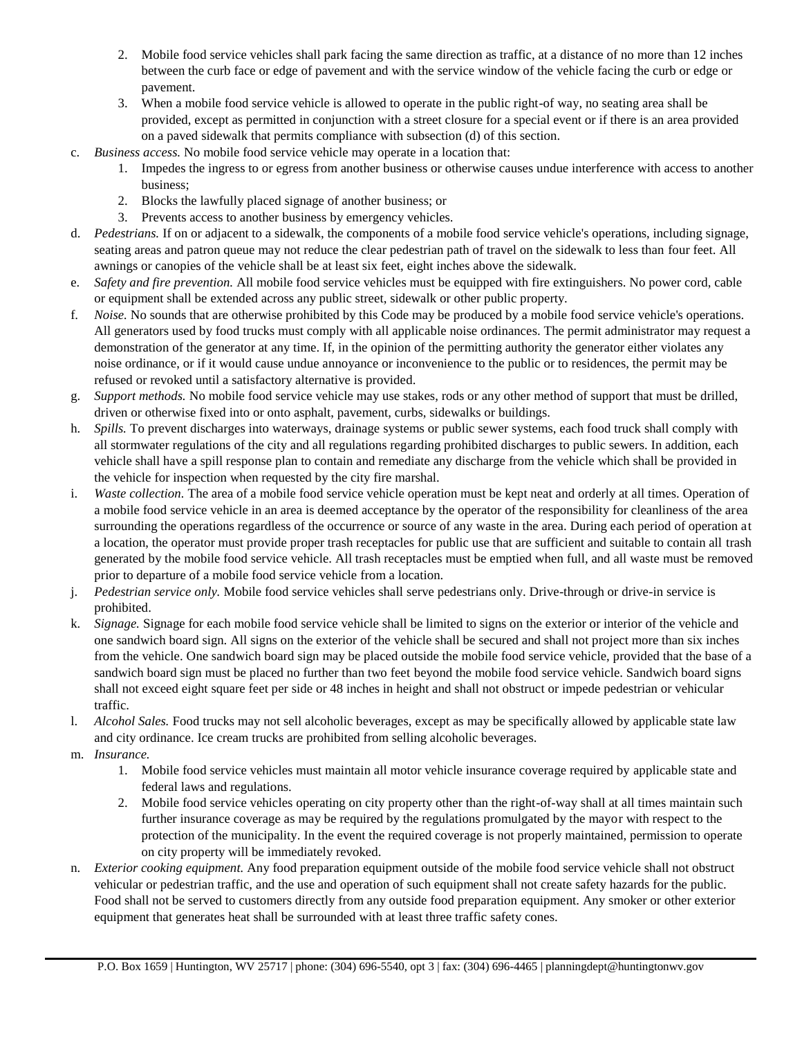2. Mobile food service vehicles shall park facing the same direction as traffic, at a distance of no more than 12 inches between the curb face or edge of pavement and with the service window of the vehicle facing the curb or edge or pavement.
3. When a mobile food service vehicle is allowed to operate in the public right-of way, no seating area shall be provided, except as permitted in conjunction with a street closure for a special event or if there is an area provided on a paved sidewalk that permits compliance with subsection (d) of this section.

c. *Business access.* No mobile food service vehicle may operate in a location that:
   1. Impedes the ingress to or egress from another business or otherwise causes undue interference with access to another business;
   2. Blocks the lawfully placed signage of another business; or
   3. Prevents access to another business by emergency vehicles.

d. *Pedestrians.* If on or adjacent to a sidewalk, the components of a mobile food service vehicle's operations, including signage, seating areas and patron queue may not reduce the clear pedestrian path of travel on the sidewalk to less than four feet. All awnings or canopies of the vehicle shall be at least six feet, eight inches above the sidewalk.

e. *Safety and fire prevention.* All mobile food service vehicles must be equipped with fire extinguishers. No power cord, cable or equipment shall be extended across any public street, sidewalk or other public property.

f. *Noise.* No sounds that are otherwise prohibited by this Code may be produced by a mobile food service vehicle's operations. All generators used by food trucks must comply with all applicable noise ordinances. The permit administrator may request a demonstration of the generator at any time. If, in the opinion of the permitting authority the generator either violates any noise ordinance, or if it would cause undue annoyance or inconvenience to the public or to residences, the permit may be refused or revoked until a satisfactory alternative is provided.

g. *Support methods.* No mobile food service vehicle may use stakes, rods or any other method of support that must be drilled, driven or otherwise fixed into or onto asphalt, pavement, curbs, sidewalks or buildings.

h. *Spills.* To prevent discharges into waterways, drainage systems or public sewer systems, each food truck shall comply with all stormwater regulations of the city and all regulations regarding prohibited discharges to public sewers. In addition, each vehicle shall have a spill response plan to contain and remediate any discharge from the vehicle which shall be provided in the vehicle for inspection when requested by the city fire marshal.

i. *Waste collection.* The area of a mobile food service vehicle operation must be kept neat and orderly at all times. Operation of a mobile food service vehicle in an area is deemed acceptance by the operator of the responsibility for cleanliness of the area surrounding the operations regardless of the occurrence or source of any waste in the area. During each period of operation at a location, the operator must provide proper trash receptacles for public use that are sufficient and suitable to contain all trash generated by the mobile food service vehicle. All trash receptacles must be emptied when full, and all waste must be removed prior to departure of a mobile food service vehicle from a location.

j. *Pedestrian service only.* Mobile food service vehicles shall serve pedestrians only. Drive-through or drive-in service is prohibited.

k. *Signage.* Signage for each mobile food service vehicle shall be limited to signs on the exterior or interior of the vehicle and one sandwich board sign. All signs on the exterior of the vehicle shall be secured and shall not project more than six inches from the vehicle. One sandwich board sign may be placed outside the mobile food service vehicle, provided that the base of a sandwich board sign must be placed no further than two feet beyond the mobile food service vehicle. Sandwich board signs shall not exceed eight square feet per side or 48 inches in height and shall not obstruct or impede pedestrian or vehicular traffic.

l. *Alcohol Sales.* Food trucks may not sell alcoholic beverages, except as may be specifically allowed by applicable state law and city ordinance. Ice cream trucks are prohibited from selling alcoholic beverages.

m. *Insurance.*
   1. Mobile food service vehicles must maintain all motor vehicle insurance coverage required by applicable state and federal laws and regulations.
   2. Mobile food service vehicles operating on city property other than the right-of-way shall at all times maintain such further insurance coverage as may be required by the regulations promulgated by the mayor with respect to the protection of the municipality. In the event the required coverage is not properly maintained, permission to operate on city property will be immediately revoked.

n. *Exterior cooking equipment.* Any food preparation equipment outside of the mobile food service vehicle shall not obstruct vehicular or pedestrian traffic, and the use and operation of such equipment shall not create safety hazards for the public. Food shall not be served to customers directly from any outside food preparation equipment. Any smoker or other exterior equipment that generates heat shall be surrounded with at least three traffic safety cones.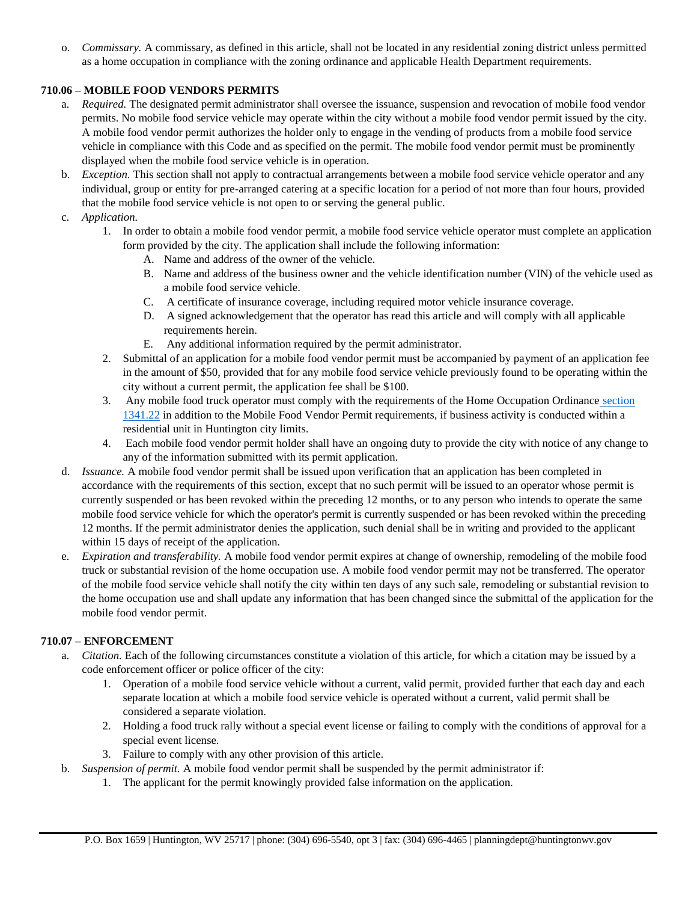o. *Commissary.* A commissary, as defined in this article, shall not be located in any residential zoning district unless permitted as a home occupation in compliance with the zoning ordinance and applicable Health Department requirements.

### 710.06 – MOBILE FOOD VENDORS PERMITS

a. *Required.* The designated permit administrator shall oversee the issuance, suspension and revocation of mobile food vendor permits. No mobile food service vehicle may operate within the city without a mobile food vendor permit issued by the city. A mobile food vendor permit authorizes the holder only to engage in the vending of products from a mobile food service vehicle in compliance with this Code and as specified on the permit. The mobile food vendor permit must be prominently displayed when the mobile food service vehicle is in operation.

b. *Exception.* This section shall not apply to contractual arrangements between a mobile food service vehicle operator and any individual, group or entity for pre-arranged catering at a specific location for a period of not more than four hours, provided that the mobile food service vehicle is not open to or serving the general public.

c. *Application.*

   1. In order to obtain a mobile food vendor permit, a mobile food service vehicle operator must complete an application form provided by the city. The application shall include the following information:
      A. Name and address of the owner of the vehicle.
      B. Name and address of the business owner and the vehicle identification number (VIN) of the vehicle used as a mobile food service vehicle.
      C. A certificate of insurance coverage, including required motor vehicle insurance coverage.
      D. A signed acknowledgement that the operator has read this article and will comply with all applicable requirements herein.
      E. Any additional information required by the permit administrator.
   2. Submittal of an application for a mobile food vendor permit must be accompanied by payment of an application fee in the amount of $50, provided that for any mobile food service vehicle previously found to be operating within the city without a current permit, the application fee shall be $100.
   3. Any mobile food truck operator must comply with the requirements of the Home Occupation Ordinance section 1341.22 in addition to the Mobile Food Vendor Permit requirements, if business activity is conducted within a residential unit in Huntington city limits.
   4. Each mobile food vendor permit holder shall have an ongoing duty to provide the city with notice of any change to any of the information submitted with its permit application.

d. *Issuance.* A mobile food vendor permit shall be issued upon verification that an application has been completed in accordance with the requirements of this section, except that no such permit will be issued to an operator whose permit is currently suspended or has been revoked within the preceding 12 months, or to any person who intends to operate the same mobile food service vehicle for which the operator's permit is currently suspended or has been revoked within the preceding 12 months. If the permit administrator denies the application, such denial shall be in writing and provided to the applicant within 15 days of receipt of the application.

e. *Expiration and transferability.* A mobile food vendor permit expires at change of ownership, remodeling of the mobile food truck or substantial revision of the home occupation use. A mobile food vendor permit may not be transferred. The operator of the mobile food service vehicle shall notify the city within ten days of any such sale, remodeling or substantial revision to the home occupation use and shall update any information that has been changed since the submittal of the application for the mobile food vendor permit.

### 710.07 – ENFORCEMENT

a. *Citation.* Each of the following circumstances constitute a violation of this article, for which a citation may be issued by a code enforcement officer or police officer of the city:

   1. Operation of a mobile food service vehicle without a current, valid permit, provided further that each day and each separate location at which a mobile food service vehicle is operated without a current, valid permit shall be considered a separate violation.
   2. Holding a food truck rally without a special event license or failing to comply with the conditions of approval for a special event license.
   3. Failure to comply with any other provision of this article.

b. *Suspension of permit.* A mobile food vendor permit shall be suspended by the permit administrator if:

   1. The applicant for the permit knowingly provided false information on the application.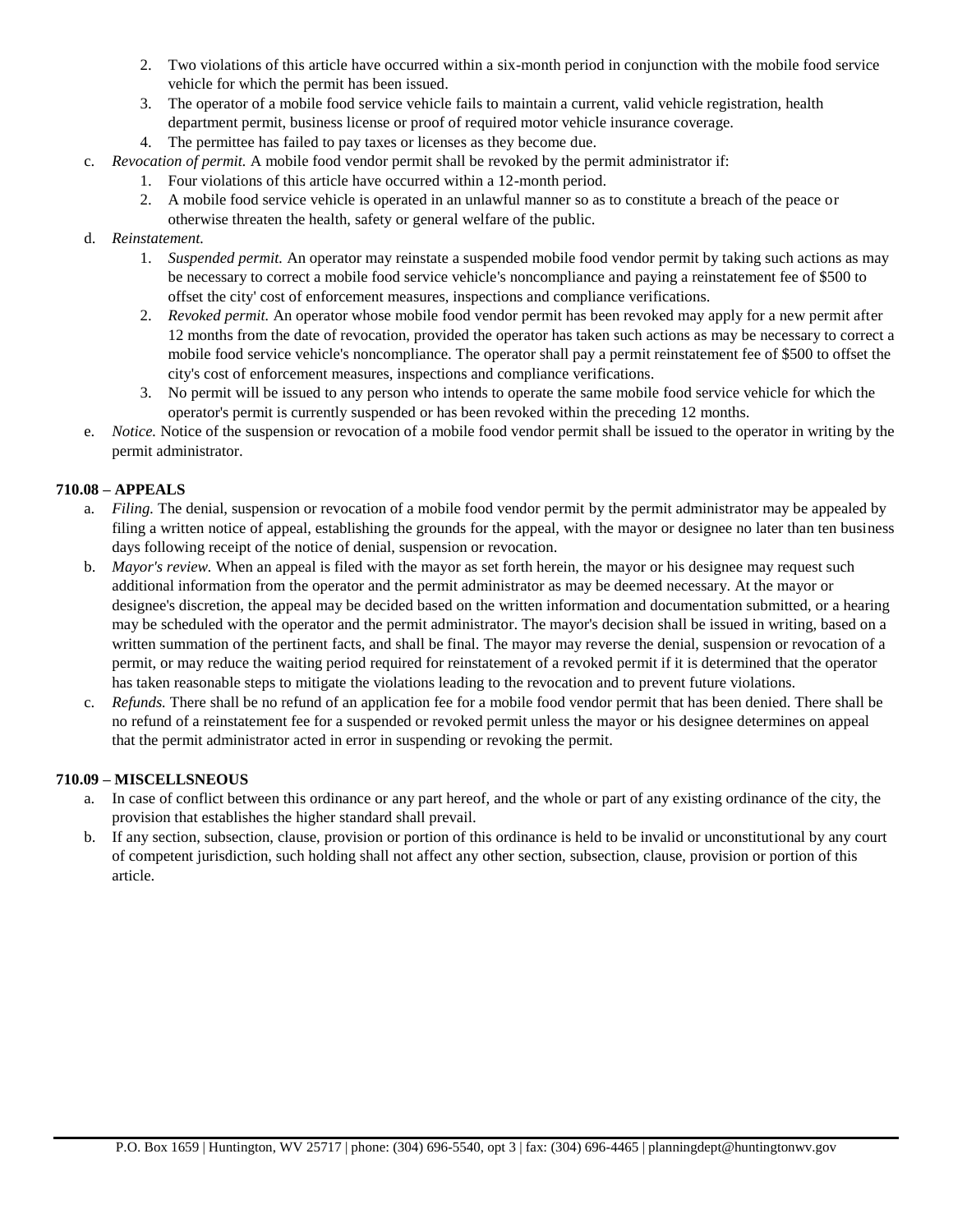2. Two violations of this article have occurred within a six-month period in conjunction with the mobile food service vehicle for which the permit has been issued.
   3. The operator of a mobile food service vehicle fails to maintain a current, valid vehicle registration, health department permit, business license or proof of required motor vehicle insurance coverage.
   4. The permittee has failed to pay taxes or licenses as they become due.

c. *Revocation of permit.* A mobile food vendor permit shall be revoked by the permit administrator if:
   1. Four violations of this article have occurred within a 12-month period.
   2. A mobile food service vehicle is operated in an unlawful manner so as to constitute a breach of the peace or otherwise threaten the health, safety or general welfare of the public.

d. *Reinstatement.*
   1. *Suspended permit.* An operator may reinstate a suspended mobile food vendor permit by taking such actions as may be necessary to correct a mobile food service vehicle's noncompliance and paying a reinstatement fee of $500 to offset the city' cost of enforcement measures, inspections and compliance verifications.
   2. *Revoked permit.* An operator whose mobile food vendor permit has been revoked may apply for a new permit after 12 months from the date of revocation, provided the operator has taken such actions as may be necessary to correct a mobile food service vehicle's noncompliance. The operator shall pay a permit reinstatement fee of $500 to offset the city's cost of enforcement measures, inspections and compliance verifications.
   3. No permit will be issued to any person who intends to operate the same mobile food service vehicle for which the operator's permit is currently suspended or has been revoked within the preceding 12 months.

e. *Notice.* Notice of the suspension or revocation of a mobile food vendor permit shall be issued to the operator in writing by the permit administrator.

**710.08 – APPEALS**

a. *Filing.* The denial, suspension or revocation of a mobile food vendor permit by the permit administrator may be appealed by filing a written notice of appeal, establishing the grounds for the appeal, with the mayor or designee no later than ten business days following receipt of the notice of denial, suspension or revocation.
b. *Mayor's review.* When an appeal is filed with the mayor as set forth herein, the mayor or his designee may request such additional information from the operator and the permit administrator as may be deemed necessary. At the mayor or designee's discretion, the appeal may be decided based on the written information and documentation submitted, or a hearing may be scheduled with the operator and the permit administrator. The mayor's decision shall be issued in writing, based on a written summation of the pertinent facts, and shall be final. The mayor may reverse the denial, suspension or revocation of a permit, or may reduce the waiting period required for reinstatement of a revoked permit if it is determined that the operator has taken reasonable steps to mitigate the violations leading to the revocation and to prevent future violations.
c. *Refunds.* There shall be no refund of an application fee for a mobile food vendor permit that has been denied. There shall be no refund of a reinstatement fee for a suspended or revoked permit unless the mayor or his designee determines on appeal that the permit administrator acted in error in suspending or revoking the permit.

**710.09 – MISCELLSNEOUS**

a. In case of conflict between this ordinance or any part hereof, and the whole or part of any existing ordinance of the city, the provision that establishes the higher standard shall prevail.
b. If any section, subsection, clause, provision or portion of this ordinance is held to be invalid or unconstitutional by any court of competent jurisdiction, such holding shall not affect any other section, subsection, clause, provision or portion of this article.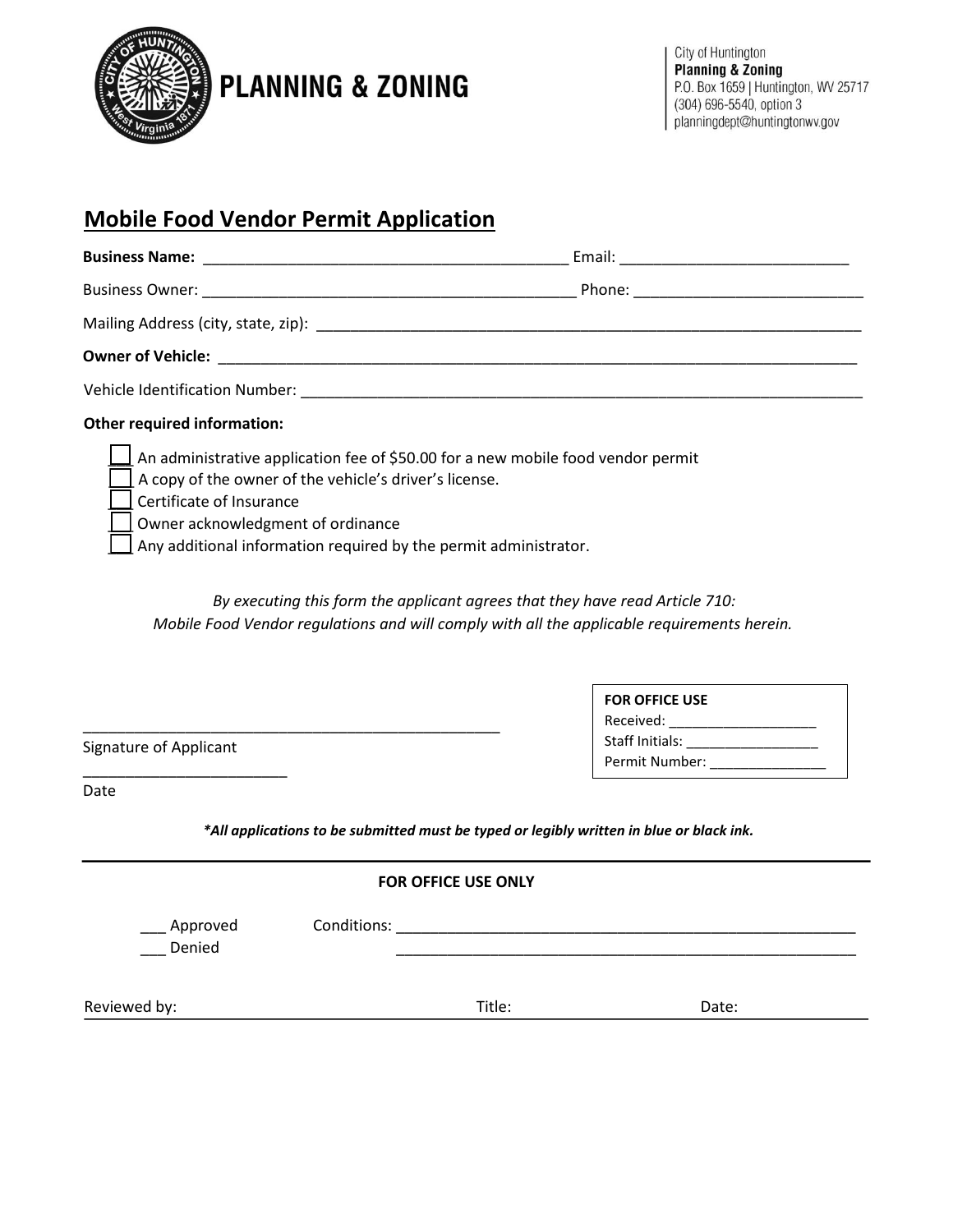**PLANNING & ZONING**

City of Huntington
**Planning & Zoning**
P.O. Box 1659 | Huntington, WV 25717
(304) 696-5540, option 3
planningdept@huntingtonwv.gov

## Mobile Food Vendor Permit Application

**Business Name:** ___________________________________________ Email: ___________________________

Business Owner: ____________________________________________ Phone: ___________________________

Mailing Address (city, state, zip): ___________________________________________________________________

**Owner of Vehicle:** _____________________________________________________________________________

Vehicle Identification Number: ______________________________________________________________________

**Other required information:**

- [ ] An administrative application fee of $50.00 for a new mobile food vendor permit
- [ ] A copy of the owner of the vehicle's driver's license.
- [ ] Certificate of Insurance
- [ ] Owner acknowledgment of ordinance
- [ ] Any additional information required by the permit administrator.

*By executing this form the applicant agrees that they have read Article 710: Mobile Food Vendor regulations and will comply with all the applicable requirements herein.*

__________________________________________________
Signature of Applicant

________________________
Date

**FOR OFFICE USE**
Received: ___________________
Staff Initials: _________________
Permit Number: _______________

***All applications to be submitted must be typed or legibly written in blue or black ink.***

---

**FOR OFFICE USE ONLY**

___ Approved
___ Denied

Conditions: _________________________________________________________
_________________________________________________________

Reviewed by: ______________________ Title: ______________________ Date: ______________________